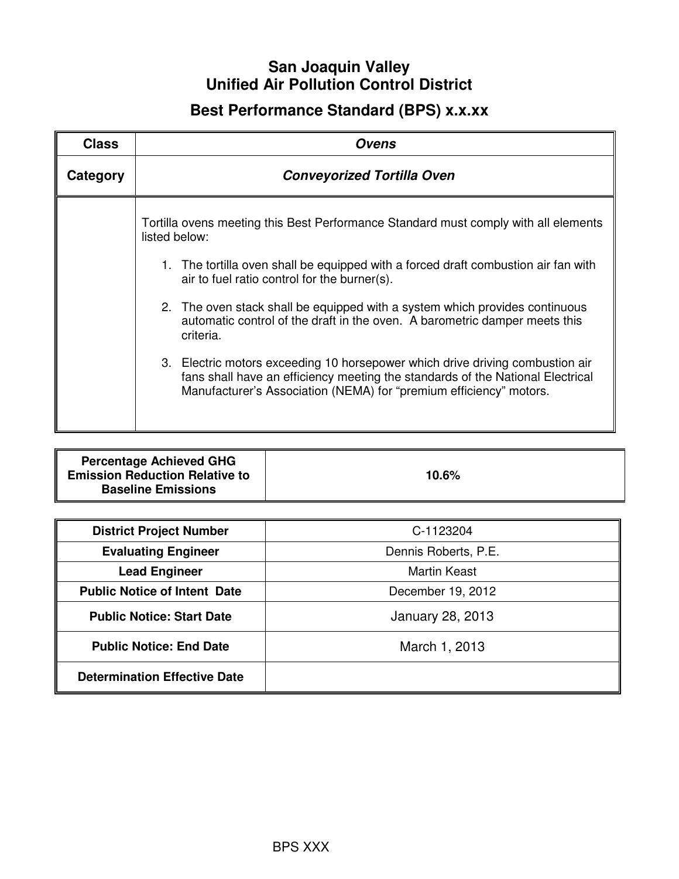# San Joaquin Valley
# Unified Air Pollution Control District

## Best Performance Standard (BPS) x.x.xx

| **Class** | ***Ovens*** |
|---|---|
| **Category** | ***Conveyorized Tortilla Oven*** |
| | Tortilla ovens meeting this Best Performance Standard must comply with all elements listed below:<br><br>1. The tortilla oven shall be equipped with a forced draft combustion air fan with air to fuel ratio control for the burner(s).<br><br>2. The oven stack shall be equipped with a system which provides continuous automatic control of the draft in the oven. A barometric damper meets this criteria.<br><br>3. Electric motors exceeding 10 horsepower which drive driving combustion air fans shall have an efficiency meeting the standards of the National Electrical Manufacturer's Association (NEMA) for "premium efficiency" motors. |

| **Percentage Achieved GHG Emission Reduction Relative to Baseline Emissions** | **10.6%** |
|---|---|

| **District Project Number** | C-1123204 |
|---|---|
| **Evaluating Engineer** | Dennis Roberts, P.E. |
| **Lead Engineer** | Martin Keast |
| **Public Notice of Intent Date** | December 19, 2012 |
| **Public Notice: Start Date** | January 28, 2013 |
| **Public Notice: End Date** | March 1, 2013 |
| **Determination Effective Date** | |

BPS XXX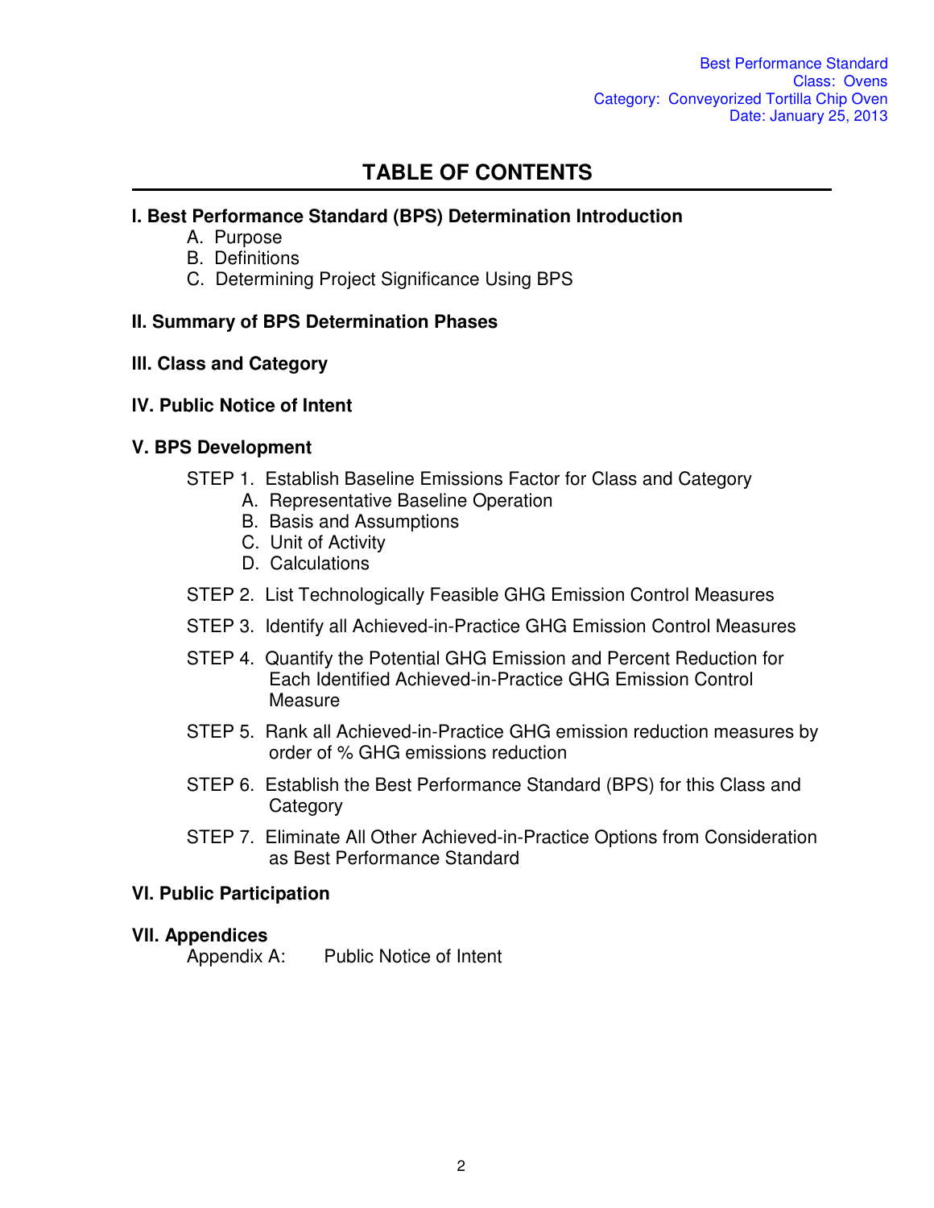# TABLE OF CONTENTS

**I. Best Performance Standard (BPS) Determination Introduction**

- A. Purpose
- B. Definitions
- C. Determining Project Significance Using BPS

**II. Summary of BPS Determination Phases**

**III. Class and Category**

**IV. Public Notice of Intent**

**V. BPS Development**

STEP 1. Establish Baseline Emissions Factor for Class and Category

- A. Representative Baseline Operation
- B. Basis and Assumptions
- C. Unit of Activity
- D. Calculations

STEP 2. List Technologically Feasible GHG Emission Control Measures

STEP 3. Identify all Achieved-in-Practice GHG Emission Control Measures

STEP 4. Quantify the Potential GHG Emission and Percent Reduction for Each Identified Achieved-in-Practice GHG Emission Control Measure

STEP 5. Rank all Achieved-in-Practice GHG emission reduction measures by order of % GHG emissions reduction

STEP 6. Establish the Best Performance Standard (BPS) for this Class and Category

STEP 7. Eliminate All Other Achieved-in-Practice Options from Consideration as Best Performance Standard

**VI. Public Participation**

**VII. Appendices**

Appendix A: Public Notice of Intent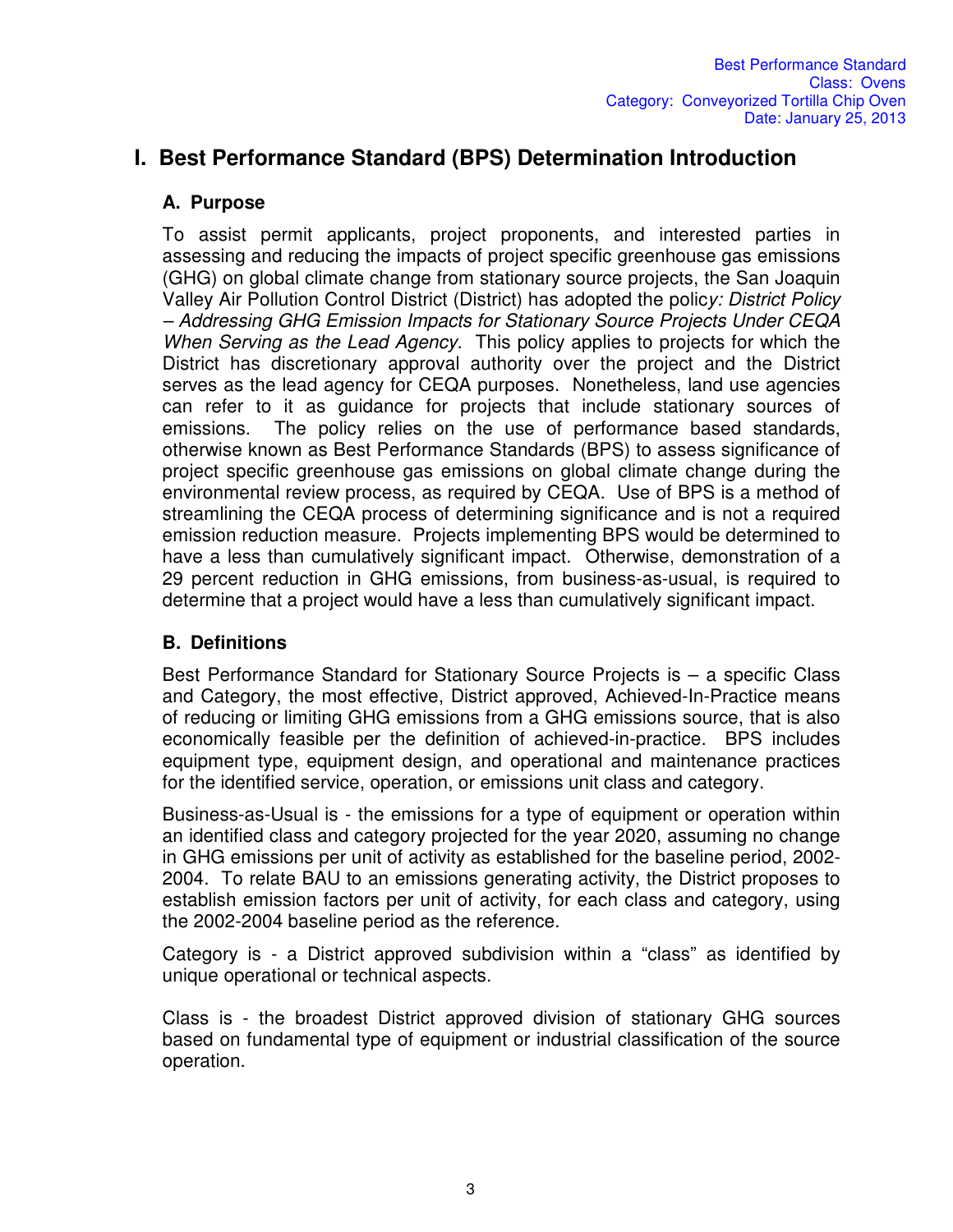# I. Best Performance Standard (BPS) Determination Introduction

## A. Purpose

To assist permit applicants, project proponents, and interested parties in assessing and reducing the impacts of project specific greenhouse gas emissions (GHG) on global climate change from stationary source projects, the San Joaquin Valley Air Pollution Control District (District) has adopted the polic*y: District Policy – Addressing GHG Emission Impacts for Stationary Source Projects Under CEQA When Serving as the Lead Agency.* This policy applies to projects for which the District has discretionary approval authority over the project and the District serves as the lead agency for CEQA purposes. Nonetheless, land use agencies can refer to it as guidance for projects that include stationary sources of emissions. The policy relies on the use of performance based standards, otherwise known as Best Performance Standards (BPS) to assess significance of project specific greenhouse gas emissions on global climate change during the environmental review process, as required by CEQA. Use of BPS is a method of streamlining the CEQA process of determining significance and is not a required emission reduction measure. Projects implementing BPS would be determined to have a less than cumulatively significant impact. Otherwise, demonstration of a 29 percent reduction in GHG emissions, from business-as-usual, is required to determine that a project would have a less than cumulatively significant impact.

## B. Definitions

Best Performance Standard for Stationary Source Projects is – a specific Class and Category, the most effective, District approved, Achieved-In-Practice means of reducing or limiting GHG emissions from a GHG emissions source, that is also economically feasible per the definition of achieved-in-practice. BPS includes equipment type, equipment design, and operational and maintenance practices for the identified service, operation, or emissions unit class and category.

Business-as-Usual is - the emissions for a type of equipment or operation within an identified class and category projected for the year 2020, assuming no change in GHG emissions per unit of activity as established for the baseline period, 2002-2004. To relate BAU to an emissions generating activity, the District proposes to establish emission factors per unit of activity, for each class and category, using the 2002-2004 baseline period as the reference.

Category is - a District approved subdivision within a "class" as identified by unique operational or technical aspects.

Class is - the broadest District approved division of stationary GHG sources based on fundamental type of equipment or industrial classification of the source operation.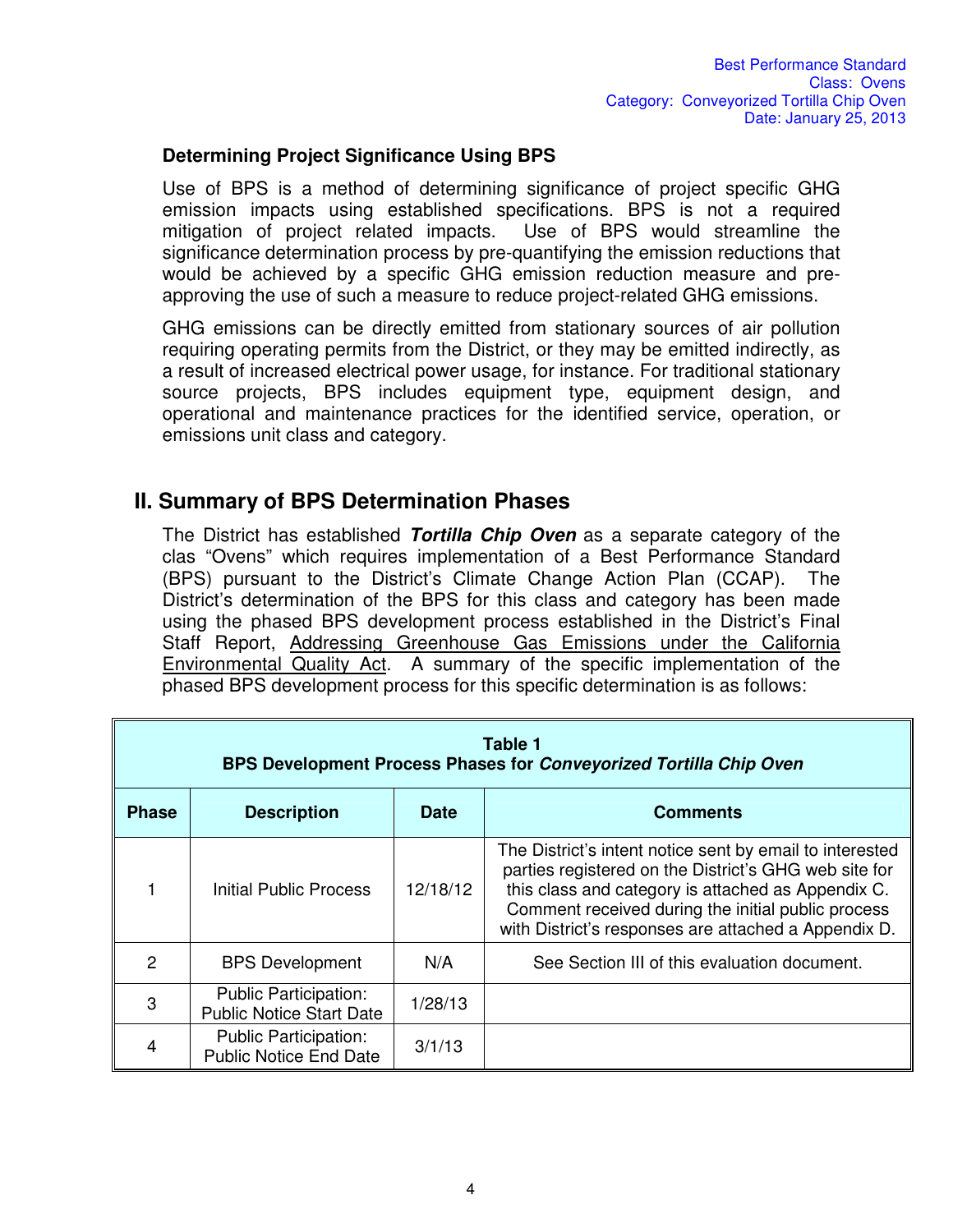### Determining Project Significance Using BPS

Use of BPS is a method of determining significance of project specific GHG emission impacts using established specifications. BPS is not a required mitigation of project related impacts. Use of BPS would streamline the significance determination process by pre-quantifying the emission reductions that would be achieved by a specific GHG emission reduction measure and pre-approving the use of such a measure to reduce project-related GHG emissions.

GHG emissions can be directly emitted from stationary sources of air pollution requiring operating permits from the District, or they may be emitted indirectly, as a result of increased electrical power usage, for instance. For traditional stationary source projects, BPS includes equipment type, equipment design, and operational and maintenance practices for the identified service, operation, or emissions unit class and category.

## II. Summary of BPS Determination Phases

The District has established ***Tortilla Chip Oven*** as a separate category of the clas "Ovens" which requires implementation of a Best Performance Standard (BPS) pursuant to the District's Climate Change Action Plan (CCAP). The District's determination of the BPS for this class and category has been made using the phased BPS development process established in the District's Final Staff Report, Addressing Greenhouse Gas Emissions under the California Environmental Quality Act. A summary of the specific implementation of the phased BPS development process for this specific determination is as follows:

**Table 1**
**BPS Development Process Phases for *Conveyorized Tortilla Chip Oven***

| Phase | Description | Date | Comments |
|---|---|---|---|
| 1 | Initial Public Process | 12/18/12 | The District's intent notice sent by email to interested parties registered on the District's GHG web site for this class and category is attached as Appendix C. Comment received during the initial public process with District's responses are attached a Appendix D. |
| 2 | BPS Development | N/A | See Section III of this evaluation document. |
| 3 | Public Participation: Public Notice Start Date | 1/28/13 | |
| 4 | Public Participation: Public Notice End Date | 3/1/13 | |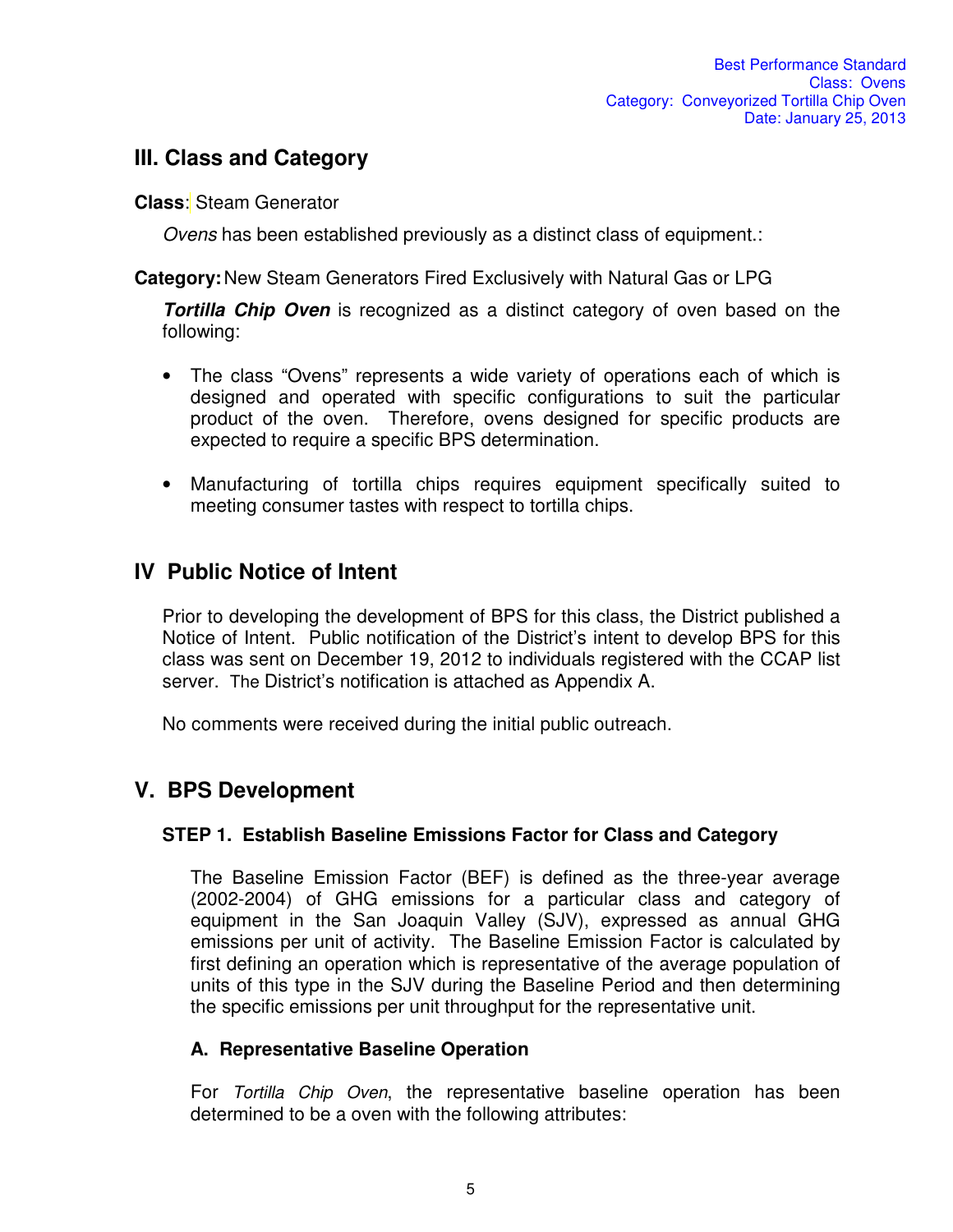## III. Class and Category

**Class**: Steam Generator

*Ovens* has been established previously as a distinct class of equipment.:

**Category:** New Steam Generators Fired Exclusively with Natural Gas or LPG

***Tortilla Chip Oven*** is recognized as a distinct category of oven based on the following:

- The class "Ovens" represents a wide variety of operations each of which is designed and operated with specific configurations to suit the particular product of the oven. Therefore, ovens designed for specific products are expected to require a specific BPS determination.

- Manufacturing of tortilla chips requires equipment specifically suited to meeting consumer tastes with respect to tortilla chips.

## IV Public Notice of Intent

Prior to developing the development of BPS for this class, the District published a Notice of Intent. Public notification of the District's intent to develop BPS for this class was sent on December 19, 2012 to individuals registered with the CCAP list server. The District's notification is attached as Appendix A.

No comments were received during the initial public outreach.

## V. BPS Development

### STEP 1. Establish Baseline Emissions Factor for Class and Category

The Baseline Emission Factor (BEF) is defined as the three-year average (2002-2004) of GHG emissions for a particular class and category of equipment in the San Joaquin Valley (SJV), expressed as annual GHG emissions per unit of activity. The Baseline Emission Factor is calculated by first defining an operation which is representative of the average population of units of this type in the SJV during the Baseline Period and then determining the specific emissions per unit throughput for the representative unit.

#### A. Representative Baseline Operation

For *Tortilla Chip Oven*, the representative baseline operation has been determined to be a oven with the following attributes: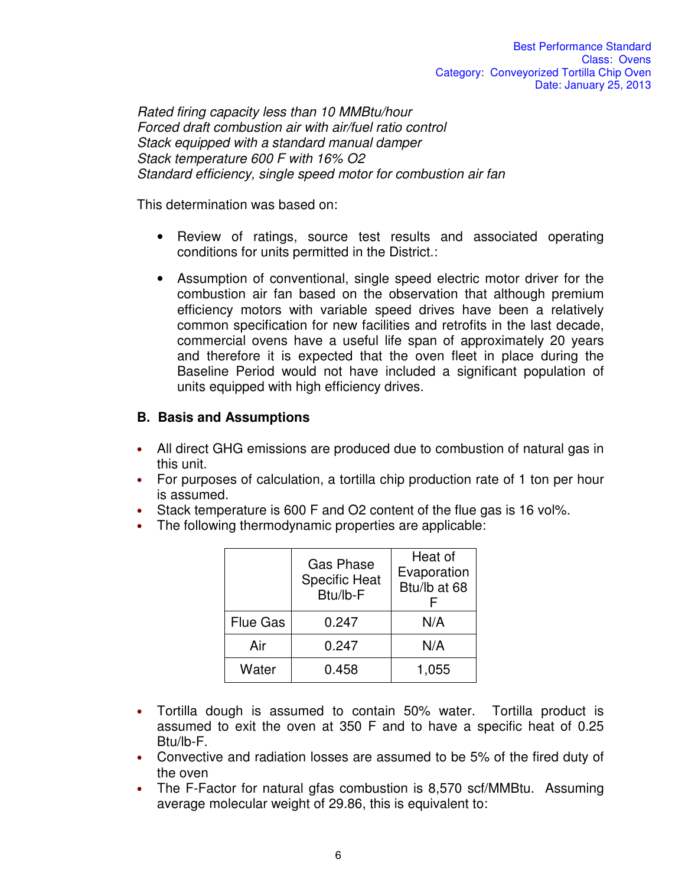*Rated firing capacity less than 10 MMBtu/hour*
*Forced draft combustion air with air/fuel ratio control*
*Stack equipped with a standard manual damper*
*Stack temperature 600 F with 16% O2*
*Standard efficiency, single speed motor for combustion air fan*

This determination was based on:

- Review of ratings, source test results and associated operating conditions for units permitted in the District.:
- Assumption of conventional, single speed electric motor driver for the combustion air fan based on the observation that although premium efficiency motors with variable speed drives have been a relatively common specification for new facilities and retrofits in the last decade, commercial ovens have a useful life span of approximately 20 years and therefore it is expected that the oven fleet in place during the Baseline Period would not have included a significant population of units equipped with high efficiency drives.

## B. Basis and Assumptions

- All direct GHG emissions are produced due to combustion of natural gas in this unit.
- For purposes of calculation, a tortilla chip production rate of 1 ton per hour is assumed.
- Stack temperature is 600 F and O2 content of the flue gas is 16 vol%.
- The following thermodynamic properties are applicable:

| | Gas Phase Specific Heat Btu/lb-F | Heat of Evaporation Btu/lb at 68 F |
|---|---|---|
| Flue Gas | 0.247 | N/A |
| Air | 0.247 | N/A |
| Water | 0.458 | 1,055 |

- Tortilla dough is assumed to contain 50% water. Tortilla product is assumed to exit the oven at 350 F and to have a specific heat of 0.25 Btu/lb-F.
- Convective and radiation losses are assumed to be 5% of the fired duty of the oven
- The F-Factor for natural gfas combustion is 8,570 scf/MMBtu. Assuming average molecular weight of 29.86, this is equivalent to: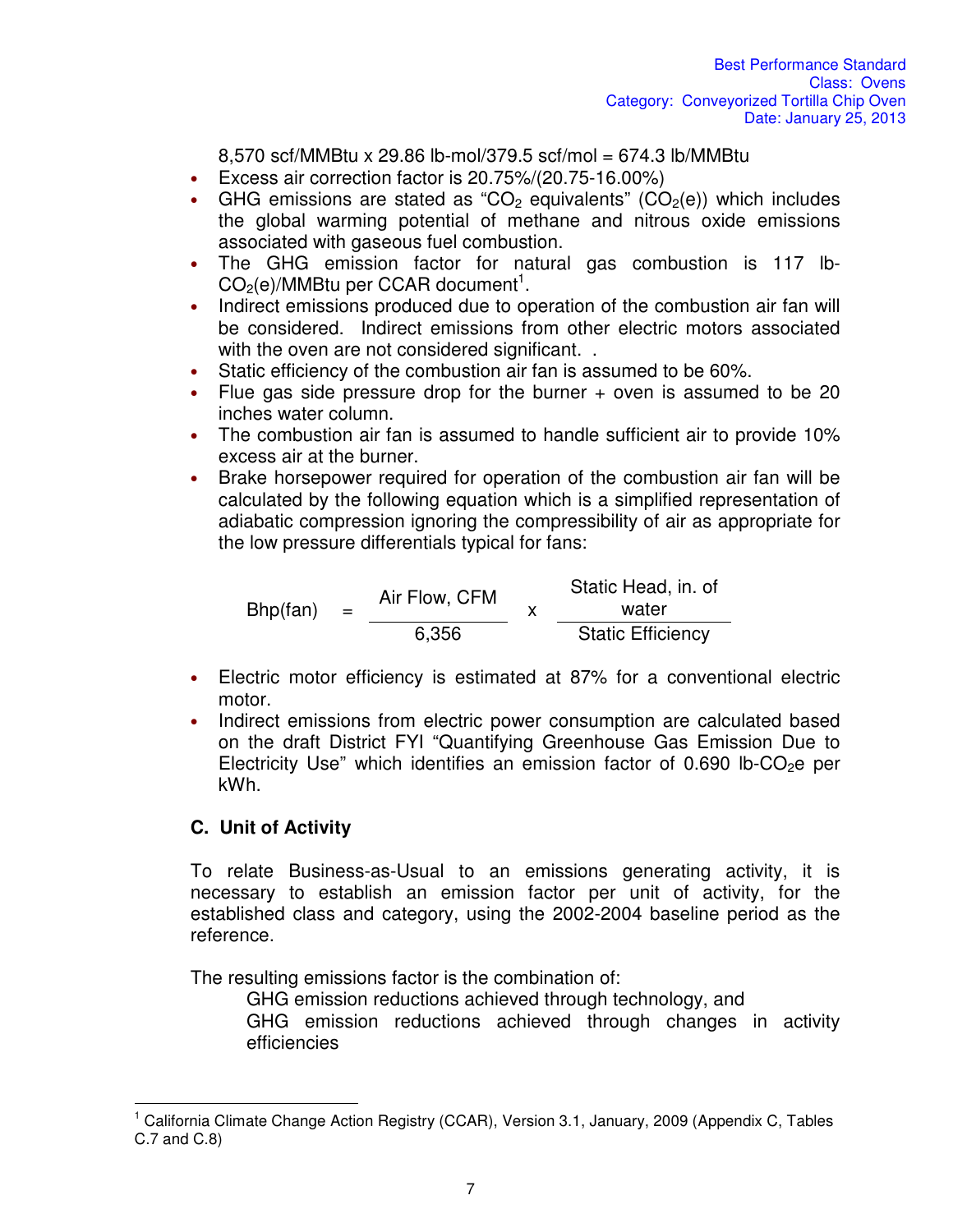8,570 scf/MMBtu x 29.86 lb-mol/379.5 scf/mol = 674.3 lb/MMBtu

- Excess air correction factor is 20.75%/(20.75-16.00%)
- GHG emissions are stated as "$CO_2$ equivalents" ($CO_2$(e)) which includes the global warming potential of methane and nitrous oxide emissions associated with gaseous fuel combustion.
- The GHG emission factor for natural gas combustion is 117 lb-$CO_2$(e)/MMBtu per CCAR document[1].
- Indirect emissions produced due to operation of the combustion air fan will be considered. Indirect emissions from other electric motors associated with the oven are not considered significant. .
- Static efficiency of the combustion air fan is assumed to be 60%.
- Flue gas side pressure drop for the burner + oven is assumed to be 20 inches water column.
- The combustion air fan is assumed to handle sufficient air to provide 10% excess air at the burner.
- Brake horsepower required for operation of the combustion air fan will be calculated by the following equation which is a simplified representation of adiabatic compression ignoring the compressibility of air as appropriate for the low pressure differentials typical for fans:

$$\text{Bhp(fan)} = \frac{\text{Air Flow, CFM}}{6{,}356} \times \frac{\text{Static Head, in. of water}}{\text{Static Efficiency}}$$

- Electric motor efficiency is estimated at 87% for a conventional electric motor.
- Indirect emissions from electric power consumption are calculated based on the draft District FYI "Quantifying Greenhouse Gas Emission Due to Electricity Use" which identifies an emission factor of 0.690 lb-$CO_2$e per kWh.

## C. Unit of Activity

To relate Business-as-Usual to an emissions generating activity, it is necessary to establish an emission factor per unit of activity, for the established class and category, using the 2002-2004 baseline period as the reference.

The resulting emissions factor is the combination of:

GHG emission reductions achieved through technology, and
GHG emission reductions achieved through changes in activity efficiencies

[1] California Climate Change Action Registry (CCAR), Version 3.1, January, 2009 (Appendix C, Tables C.7 and C.8)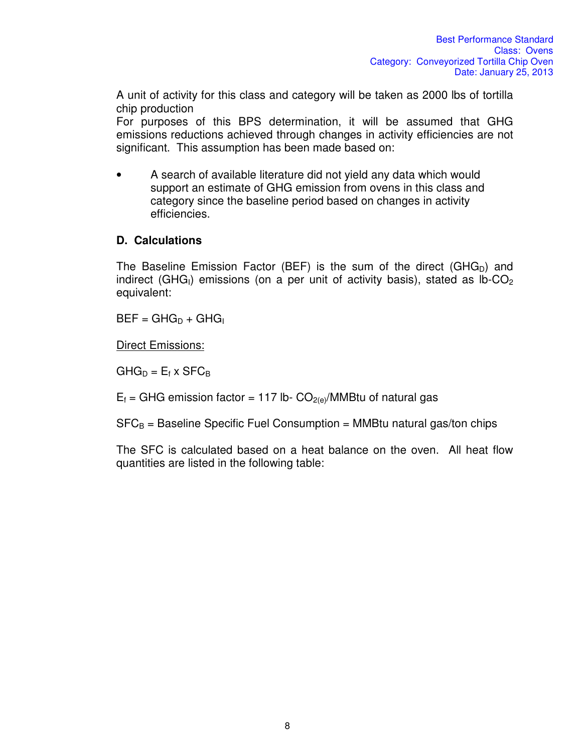A unit of activity for this class and category will be taken as 2000 lbs of tortilla chip production

For purposes of this BPS determination, it will be assumed that GHG emissions reductions achieved through changes in activity efficiencies are not significant. This assumption has been made based on:

- A search of available literature did not yield any data which would support an estimate of GHG emission from ovens in this class and category since the baseline period based on changes in activity efficiencies.

**D. Calculations**

The Baseline Emission Factor (BEF) is the sum of the direct ($GHG_D$) and indirect ($GHG_I$) emissions (on a per unit of activity basis), stated as lb-$CO_2$ equivalent:

$$BEF = GHG_D + GHG_I$$

<u>Direct Emissions:</u>

$$GHG_D = E_f \times SFC_B$$

$E_f$ = GHG emission factor = 117 lb- $CO_{2(e)}$/MMBtu of natural gas

$SFC_B$ = Baseline Specific Fuel Consumption = MMBtu natural gas/ton chips

The SFC is calculated based on a heat balance on the oven. All heat flow quantities are listed in the following table: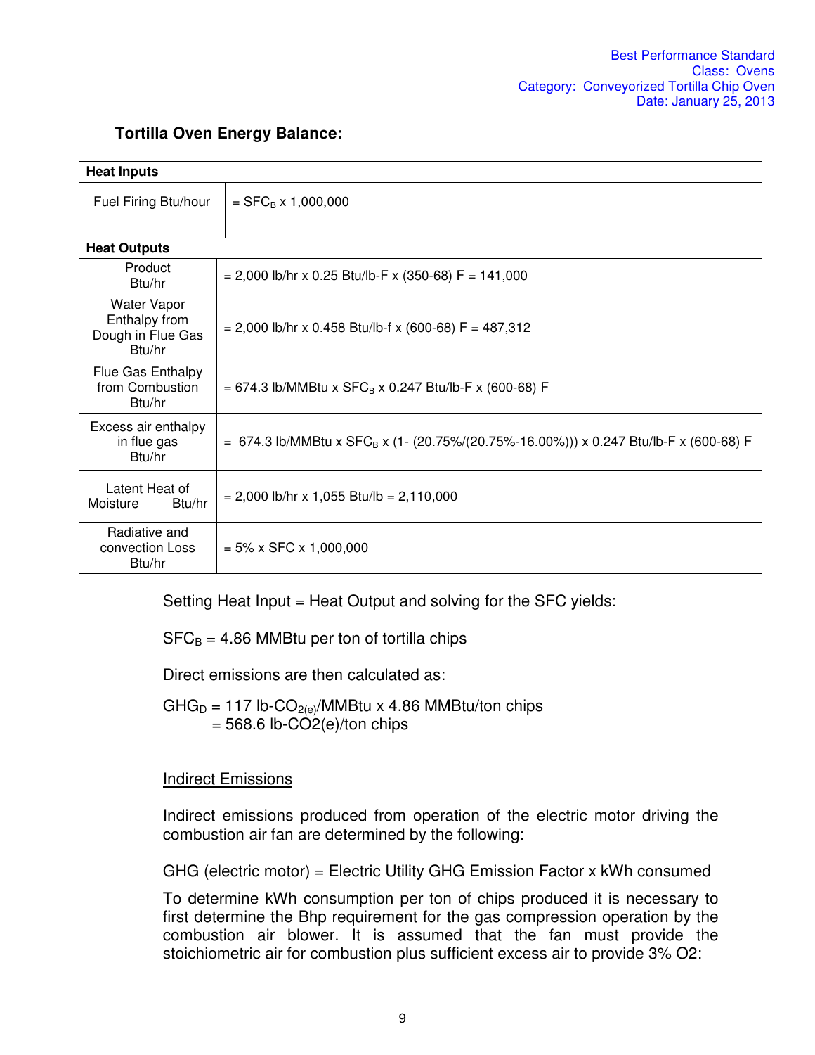**Tortilla Oven Energy Balance:**

| **Heat Inputs** | |
|---|---|
| Fuel Firing Btu/hour | = $SFC_B$ x 1,000,000 |
| | |
| **Heat Outputs** | |
| Product Btu/hr | = 2,000 lb/hr x 0.25 Btu/lb-F x (350-68) F = 141,000 |
| Water Vapor Enthalpy from Dough in Flue Gas Btu/hr | = 2,000 lb/hr x 0.458 Btu/lb-f x (600-68) F = 487,312 |
| Flue Gas Enthalpy from Combustion Btu/hr | = 674.3 lb/MMBtu x $SFC_B$ x 0.247 Btu/lb-F x (600-68) F |
| Excess air enthalpy in flue gas Btu/hr | = 674.3 lb/MMBtu x $SFC_B$ x (1- (20.75%/(20.75%-16.00%))) x 0.247 Btu/lb-F x (600-68) F |
| Latent Heat of Moisture Btu/hr | = 2,000 lb/hr x 1,055 Btu/lb = 2,110,000 |
| Radiative and convection Loss Btu/hr | = 5% x SFC x 1,000,000 |

Setting Heat Input = Heat Output and solving for the SFC yields:

$SFC_B$ = 4.86 MMBtu per ton of tortilla chips

Direct emissions are then calculated as:

$GHG_D$ = 117 lb-$CO_{2(e)}$/MMBtu x 4.86 MMBtu/ton chips
= 568.6 lb-CO2(e)/ton chips

Indirect Emissions

Indirect emissions produced from operation of the electric motor driving the combustion air fan are determined by the following:

GHG (electric motor) = Electric Utility GHG Emission Factor x kWh consumed

To determine kWh consumption per ton of chips produced it is necessary to first determine the Bhp requirement for the gas compression operation by the combustion air blower. It is assumed that the fan must provide the stoichiometric air for combustion plus sufficient excess air to provide 3% O2: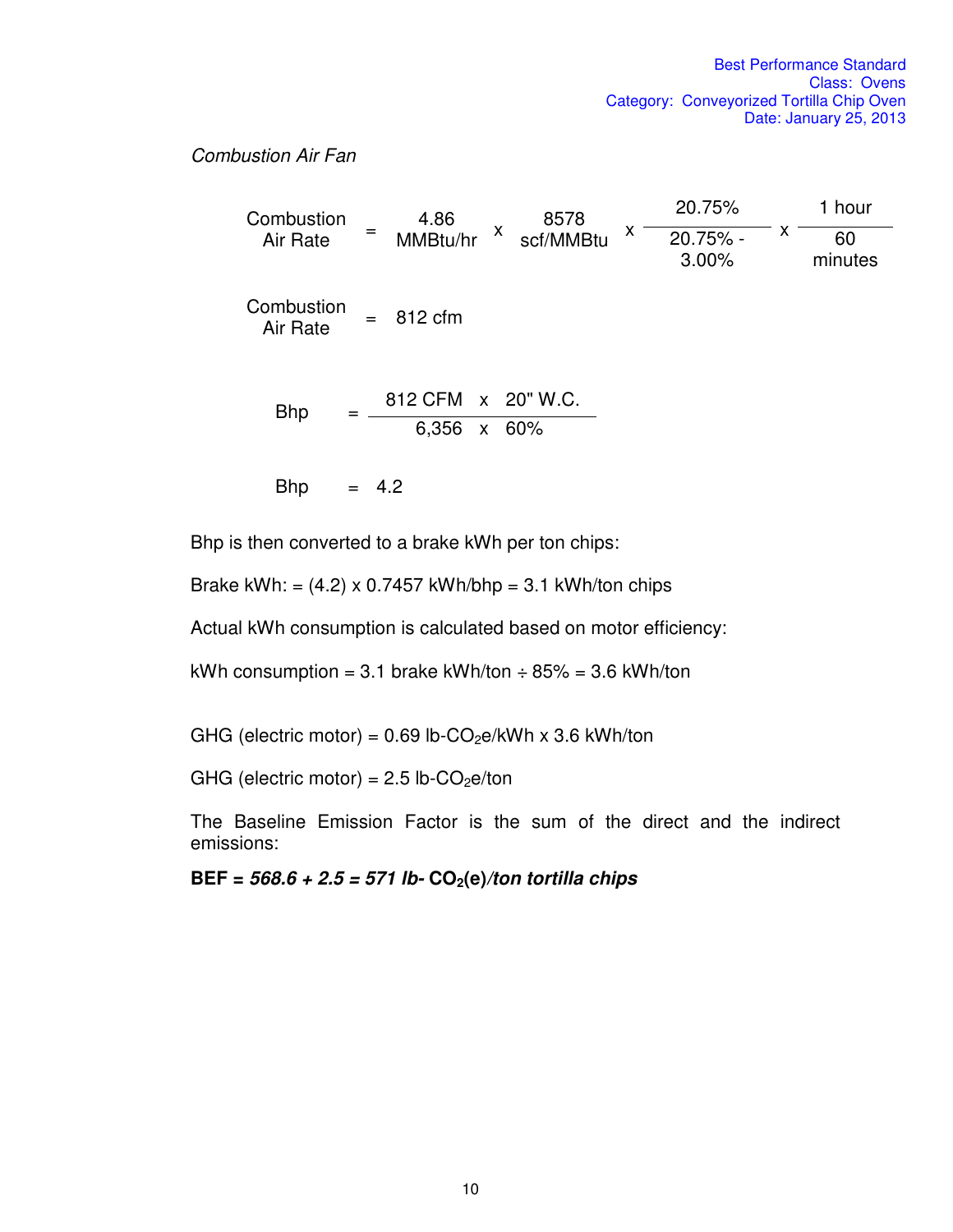*Combustion Air Fan*

$$\text{Combustion Air Rate} = 4.86\ \text{MMBtu/hr} \times 8578\ \text{scf/MMBtu} \times \frac{20.75\%}{20.75\% - 3.00\%} \times \frac{1\ \text{hour}}{60\ \text{minutes}}$$

$$\text{Combustion Air Rate} = 812\ \text{cfm}$$

$$\text{Bhp} = \frac{812\ \text{CFM} \times 20''\ \text{W.C.}}{6{,}356 \times 60\%}$$

$$\text{Bhp} = 4.2$$

Bhp is then converted to a brake kWh per ton chips:

Brake kWh: = (4.2) x 0.7457 kWh/bhp = 3.1 kWh/ton chips

Actual kWh consumption is calculated based on motor efficiency:

kWh consumption = 3.1 brake kWh/ton ÷ 85% = 3.6 kWh/ton

GHG (electric motor) = 0.69 lb-$CO_2$e/kWh x 3.6 kWh/ton

GHG (electric motor) = 2.5 lb-$CO_2$e/ton

The Baseline Emission Factor is the sum of the direct and the indirect emissions:

**BEF = *568.6 + 2.5 = 571 lb-* $CO_2$(e)*/ton tortilla chips***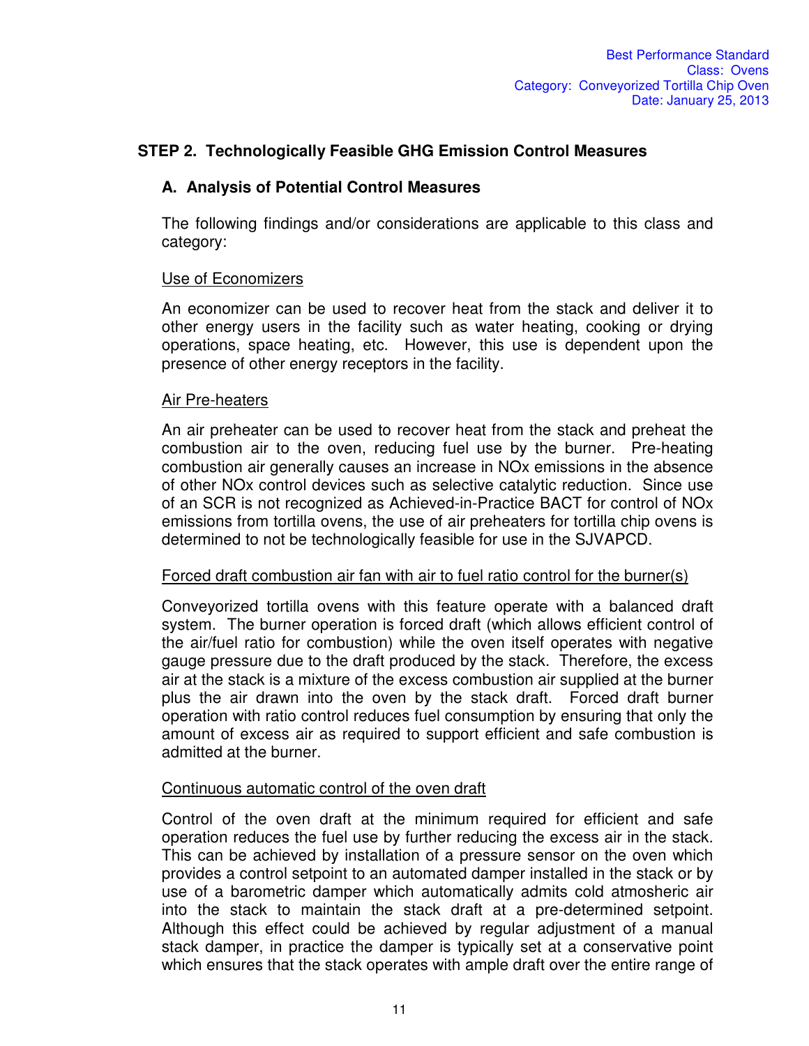## STEP 2. Technologically Feasible GHG Emission Control Measures

### A. Analysis of Potential Control Measures

The following findings and/or considerations are applicable to this class and category:

<u>Use of Economizers</u>

An economizer can be used to recover heat from the stack and deliver it to other energy users in the facility such as water heating, cooking or drying operations, space heating, etc. However, this use is dependent upon the presence of other energy receptors in the facility.

<u>Air Pre-heaters</u>

An air preheater can be used to recover heat from the stack and preheat the combustion air to the oven, reducing fuel use by the burner. Pre-heating combustion air generally causes an increase in NOx emissions in the absence of other NOx control devices such as selective catalytic reduction. Since use of an SCR is not recognized as Achieved-in-Practice BACT for control of NOx emissions from tortilla ovens, the use of air preheaters for tortilla chip ovens is determined to not be technologically feasible for use in the SJVAPCD.

<u>Forced draft combustion air fan with air to fuel ratio control for the burner(s)</u>

Conveyorized tortilla ovens with this feature operate with a balanced draft system. The burner operation is forced draft (which allows efficient control of the air/fuel ratio for combustion) while the oven itself operates with negative gauge pressure due to the draft produced by the stack. Therefore, the excess air at the stack is a mixture of the excess combustion air supplied at the burner plus the air drawn into the oven by the stack draft. Forced draft burner operation with ratio control reduces fuel consumption by ensuring that only the amount of excess air as required to support efficient and safe combustion is admitted at the burner.

<u>Continuous automatic control of the oven draft</u>

Control of the oven draft at the minimum required for efficient and safe operation reduces the fuel use by further reducing the excess air in the stack. This can be achieved by installation of a pressure sensor on the oven which provides a control setpoint to an automated damper installed in the stack or by use of a barometric damper which automatically admits cold atmosheric air into the stack to maintain the stack draft at a pre-determined setpoint. Although this effect could be achieved by regular adjustment of a manual stack damper, in practice the damper is typically set at a conservative point which ensures that the stack operates with ample draft over the entire range of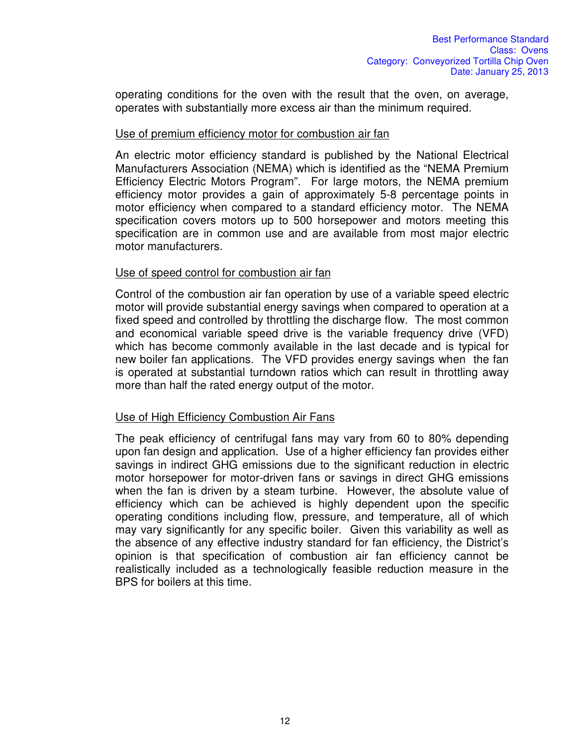operating conditions for the oven with the result that the oven, on average, operates with substantially more excess air than the minimum required.

Use of premium efficiency motor for combustion air fan

An electric motor efficiency standard is published by the National Electrical Manufacturers Association (NEMA) which is identified as the "NEMA Premium Efficiency Electric Motors Program". For large motors, the NEMA premium efficiency motor provides a gain of approximately 5-8 percentage points in motor efficiency when compared to a standard efficiency motor. The NEMA specification covers motors up to 500 horsepower and motors meeting this specification are in common use and are available from most major electric motor manufacturers.

Use of speed control for combustion air fan

Control of the combustion air fan operation by use of a variable speed electric motor will provide substantial energy savings when compared to operation at a fixed speed and controlled by throttling the discharge flow. The most common and economical variable speed drive is the variable frequency drive (VFD) which has become commonly available in the last decade and is typical for new boiler fan applications. The VFD provides energy savings when the fan is operated at substantial turndown ratios which can result in throttling away more than half the rated energy output of the motor.

Use of High Efficiency Combustion Air Fans

The peak efficiency of centrifugal fans may vary from 60 to 80% depending upon fan design and application. Use of a higher efficiency fan provides either savings in indirect GHG emissions due to the significant reduction in electric motor horsepower for motor-driven fans or savings in direct GHG emissions when the fan is driven by a steam turbine. However, the absolute value of efficiency which can be achieved is highly dependent upon the specific operating conditions including flow, pressure, and temperature, all of which may vary significantly for any specific boiler. Given this variability as well as the absence of any effective industry standard for fan efficiency, the District's opinion is that specification of combustion air fan efficiency cannot be realistically included as a technologically feasible reduction measure in the BPS for boilers at this time.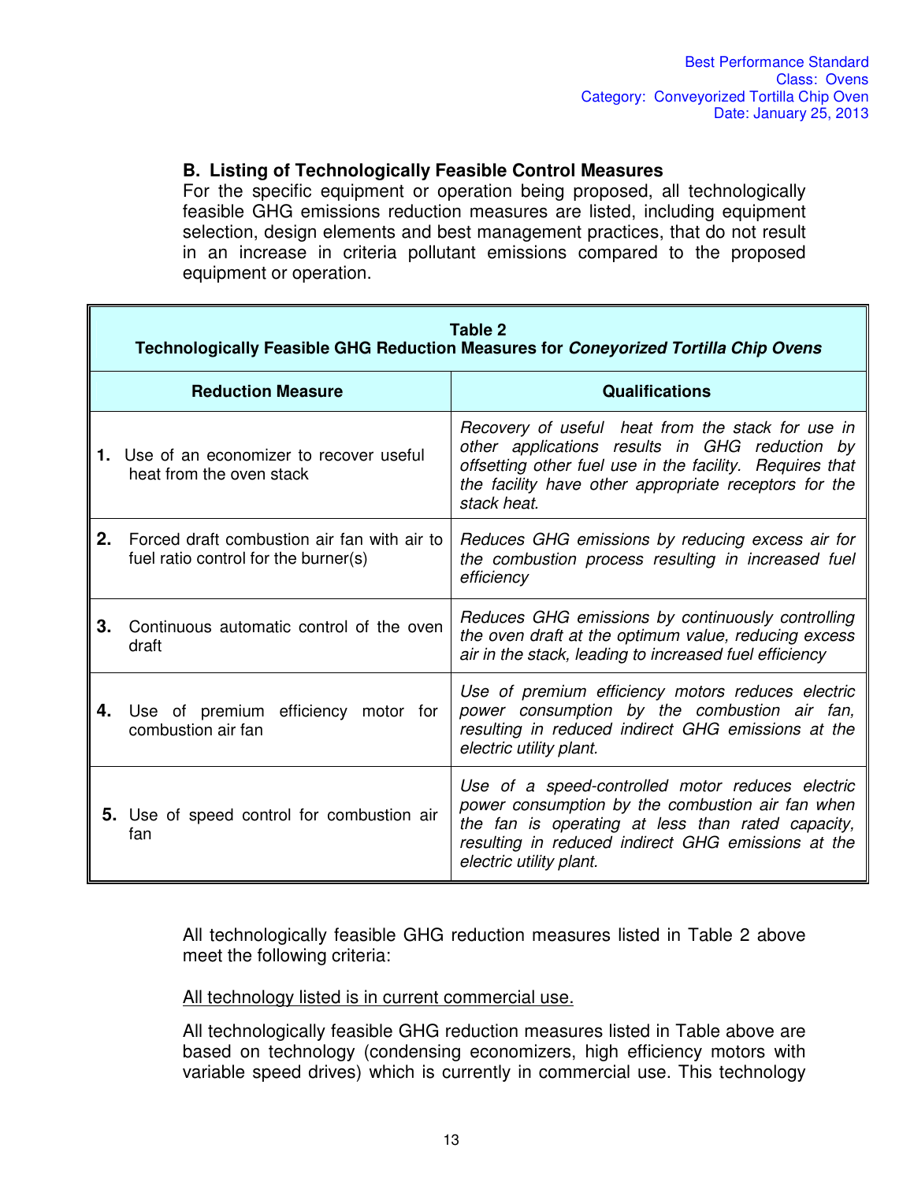### B. Listing of Technologically Feasible Control Measures

For the specific equipment or operation being proposed, all technologically feasible GHG emissions reduction measures are listed, including equipment selection, design elements and best management practices, that do not result in an increase in criteria pollutant emissions compared to the proposed equipment or operation.

**Table 2**
**Technologically Feasible GHG Reduction Measures for *Coneyorized Tortilla Chip Ovens***

| Reduction Measure | Qualifications |
|---|---|
| **1.** Use of an economizer to recover useful heat from the oven stack | *Recovery of useful heat from the stack for use in other applications results in GHG reduction by offsetting other fuel use in the facility. Requires that the facility have other appropriate receptors for the stack heat.* |
| **2.** Forced draft combustion air fan with air to fuel ratio control for the burner(s) | *Reduces GHG emissions by reducing excess air for the combustion process resulting in increased fuel efficiency* |
| **3.** Continuous automatic control of the oven draft | *Reduces GHG emissions by continuously controlling the oven draft at the optimum value, reducing excess air in the stack, leading to increased fuel efficiency* |
| **4.** Use of premium efficiency motor for combustion air fan | *Use of premium efficiency motors reduces electric power consumption by the combustion air fan, resulting in reduced indirect GHG emissions at the electric utility plant.* |
| **5.** Use of speed control for combustion air fan | *Use of a speed-controlled motor reduces electric power consumption by the combustion air fan when the fan is operating at less than rated capacity, resulting in reduced indirect GHG emissions at the electric utility plant.* |

All technologically feasible GHG reduction measures listed in Table 2 above meet the following criteria:

<u>All technology listed is in current commercial use.</u>

All technologically feasible GHG reduction measures listed in Table above are based on technology (condensing economizers, high efficiency motors with variable speed drives) which is currently in commercial use. This technology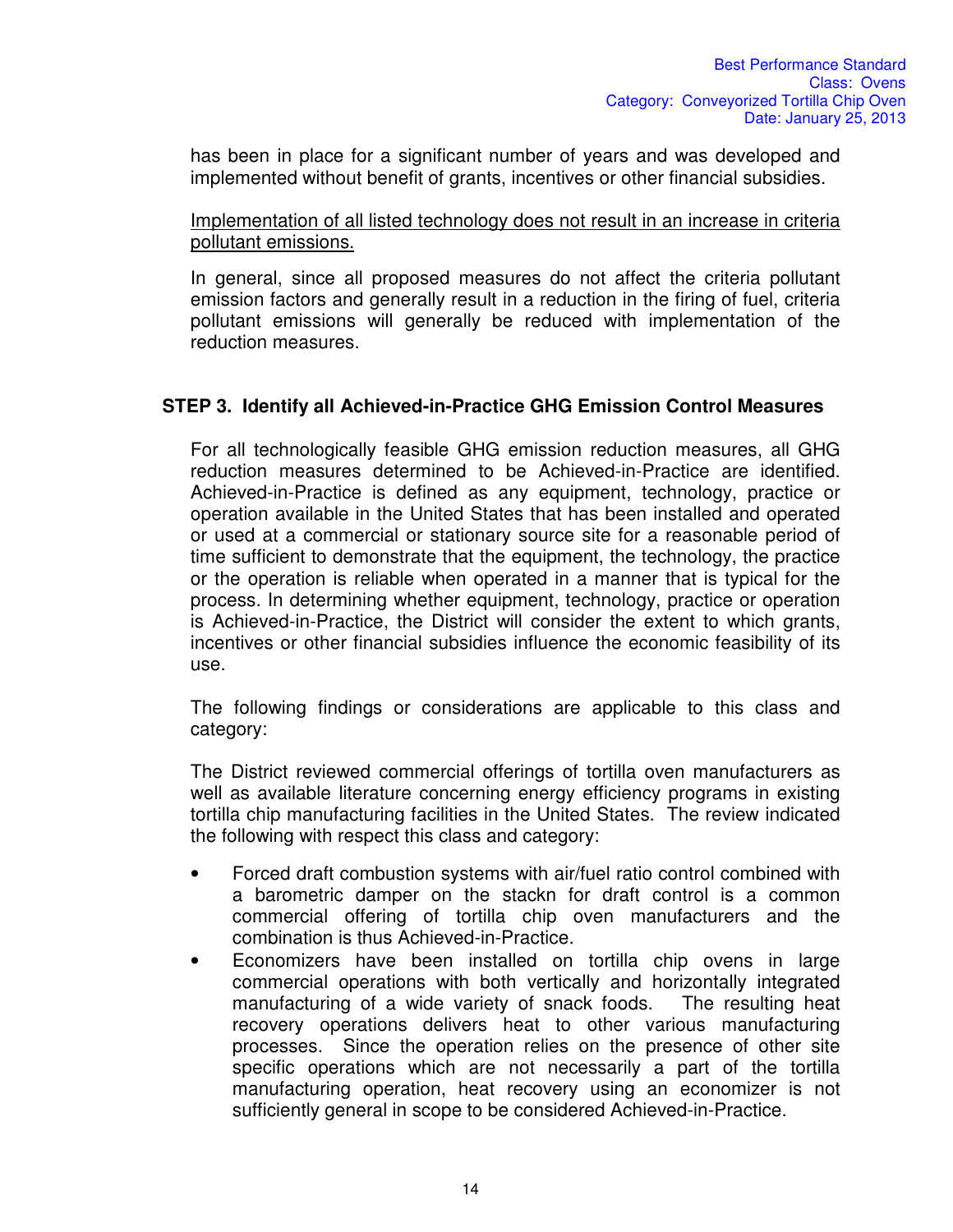has been in place for a significant number of years and was developed and implemented without benefit of grants, incentives or other financial subsidies.

<u>Implementation of all listed technology does not result in an increase in criteria pollutant emissions.</u>

In general, since all proposed measures do not affect the criteria pollutant emission factors and generally result in a reduction in the firing of fuel, criteria pollutant emissions will generally be reduced with implementation of the reduction measures.

## STEP 3. Identify all Achieved-in-Practice GHG Emission Control Measures

For all technologically feasible GHG emission reduction measures, all GHG reduction measures determined to be Achieved-in-Practice are identified. Achieved-in-Practice is defined as any equipment, technology, practice or operation available in the United States that has been installed and operated or used at a commercial or stationary source site for a reasonable period of time sufficient to demonstrate that the equipment, the technology, the practice or the operation is reliable when operated in a manner that is typical for the process. In determining whether equipment, technology, practice or operation is Achieved-in-Practice, the District will consider the extent to which grants, incentives or other financial subsidies influence the economic feasibility of its use.

The following findings or considerations are applicable to this class and category:

The District reviewed commercial offerings of tortilla oven manufacturers as well as available literature concerning energy efficiency programs in existing tortilla chip manufacturing facilities in the United States. The review indicated the following with respect this class and category:

- Forced draft combustion systems with air/fuel ratio control combined with a barometric damper on the stackn for draft control is a common commercial offering of tortilla chip oven manufacturers and the combination is thus Achieved-in-Practice.
- Economizers have been installed on tortilla chip ovens in large commercial operations with both vertically and horizontally integrated manufacturing of a wide variety of snack foods. The resulting heat recovery operations delivers heat to other various manufacturing processes. Since the operation relies on the presence of other site specific operations which are not necessarily a part of the tortilla manufacturing operation, heat recovery using an economizer is not sufficiently general in scope to be considered Achieved-in-Practice.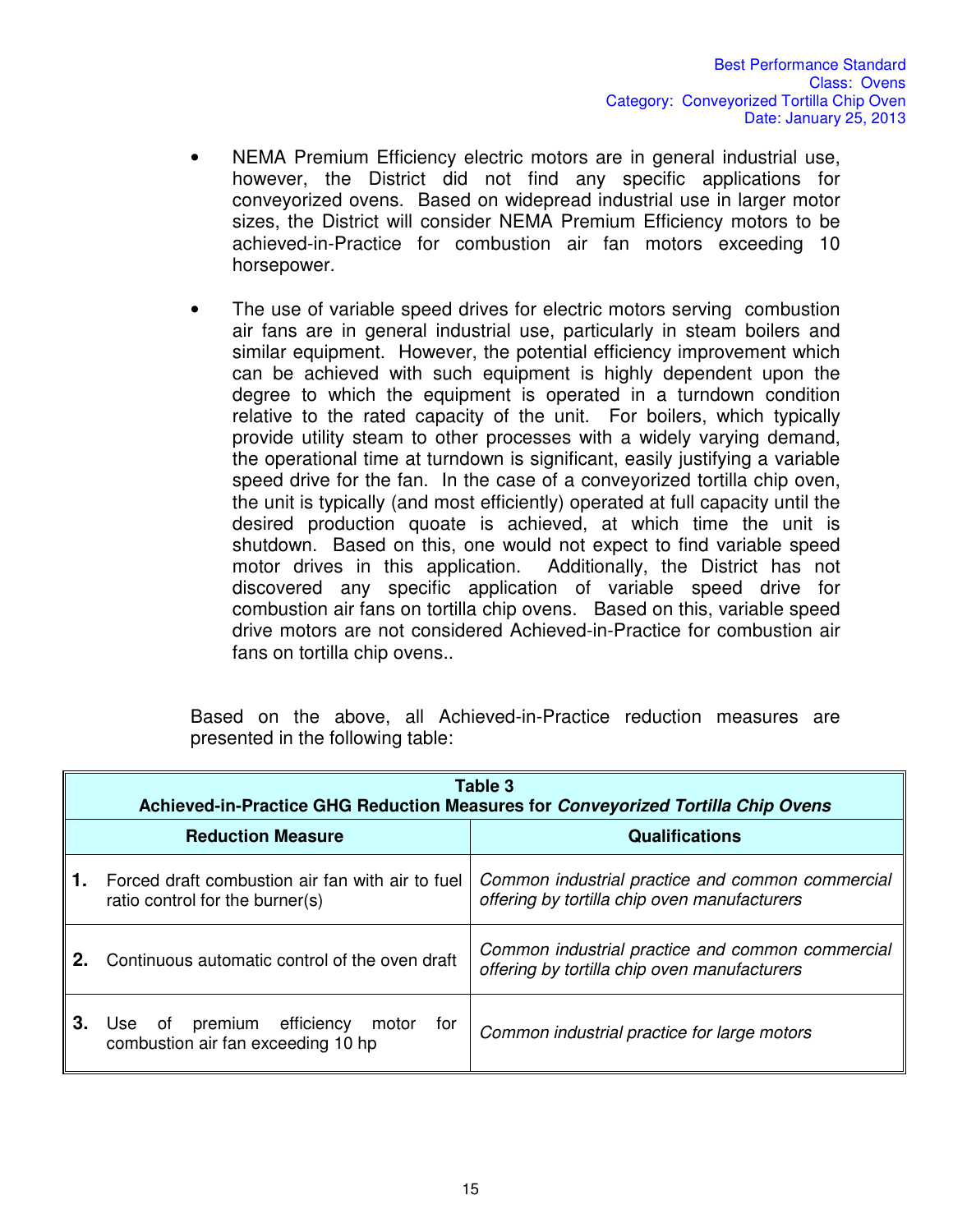- NEMA Premium Efficiency electric motors are in general industrial use, however, the District did not find any specific applications for conveyorized ovens. Based on widepread industrial use in larger motor sizes, the District will consider NEMA Premium Efficiency motors to be achieved-in-Practice for combustion air fan motors exceeding 10 horsepower.

- The use of variable speed drives for electric motors serving combustion air fans are in general industrial use, particularly in steam boilers and similar equipment. However, the potential efficiency improvement which can be achieved with such equipment is highly dependent upon the degree to which the equipment is operated in a turndown condition relative to the rated capacity of the unit. For boilers, which typically provide utility steam to other processes with a widely varying demand, the operational time at turndown is significant, easily justifying a variable speed drive for the fan. In the case of a conveyorized tortilla chip oven, the unit is typically (and most efficiently) operated at full capacity until the desired production quoate is achieved, at which time the unit is shutdown. Based on this, one would not expect to find variable speed motor drives in this application. Additionally, the District has not discovered any specific application of variable speed drive for combustion air fans on tortilla chip ovens. Based on this, variable speed drive motors are not considered Achieved-in-Practice for combustion air fans on tortilla chip ovens..

Based on the above, all Achieved-in-Practice reduction measures are presented in the following table:

**Table 3**
**Achieved-in-Practice GHG Reduction Measures for *Conveyorized Tortilla Chip Ovens***

| Reduction Measure | Qualifications |
|---|---|
| **1.** Forced draft combustion air fan with air to fuel ratio control for the burner(s) | *Common industrial practice and common commercial offering by tortilla chip oven manufacturers* |
| **2.** Continuous automatic control of the oven draft | *Common industrial practice and common commercial offering by tortilla chip oven manufacturers* |
| **3.** Use of premium efficiency motor for combustion air fan exceeding 10 hp | *Common industrial practice for large motors* |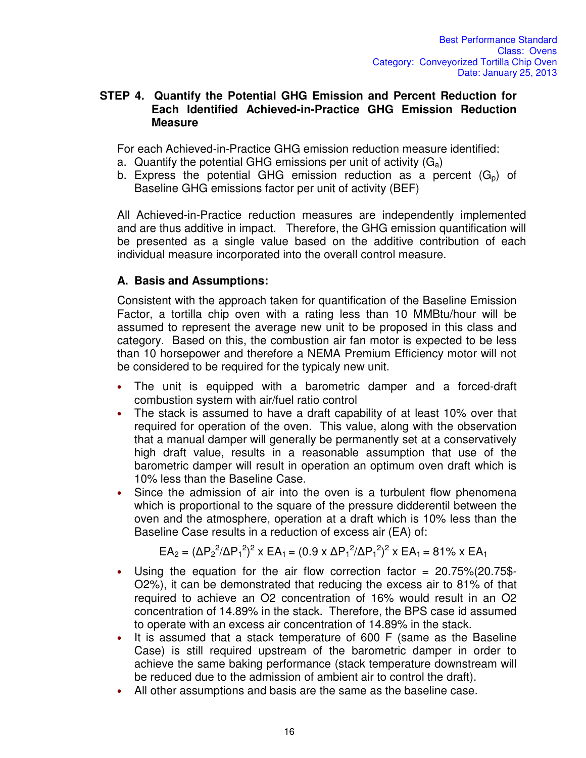## STEP 4. Quantify the Potential GHG Emission and Percent Reduction for Each Identified Achieved-in-Practice GHG Emission Reduction Measure

For each Achieved-in-Practice GHG emission reduction measure identified:

a. Quantify the potential GHG emissions per unit of activity ($G_a$)
b. Express the potential GHG emission reduction as a percent ($G_p$) of Baseline GHG emissions factor per unit of activity (BEF)

All Achieved-in-Practice reduction measures are independently implemented and are thus additive in impact. Therefore, the GHG emission quantification will be presented as a single value based on the additive contribution of each individual measure incorporated into the overall control measure.

### A. Basis and Assumptions:

Consistent with the approach taken for quantification of the Baseline Emission Factor, a tortilla chip oven with a rating less than 10 MMBtu/hour will be assumed to represent the average new unit to be proposed in this class and category. Based on this, the combustion air fan motor is expected to be less than 10 horsepower and therefore a NEMA Premium Efficiency motor will not be considered to be required for the typicaly new unit.

- The unit is equipped with a barometric damper and a forced-draft combustion system with air/fuel ratio control
- The stack is assumed to have a draft capability of at least 10% over that required for operation of the oven. This value, along with the observation that a manual damper will generally be permanently set at a conservatively high draft value, results in a reasonable assumption that use of the barometric damper will result in operation an optimum oven draft which is 10% less than the Baseline Case.
- Since the admission of air into the oven is a turbulent flow phenomena which is proportional to the square of the pressure didderentil between the oven and the atmosphere, operation at a draft which is 10% less than the Baseline Case results in a reduction of excess air (EA) of:

$$EA_2 = (\Delta P_2^2/\Delta P_1^2)^2 \times EA_1 = (0.9 \times \Delta P_1^2/\Delta P_1^2)^2 \times EA_1 = 81\% \times EA_1$$

- Using the equation for the air flow correction factor = 20.75%(20.75$-O2%), it can be demonstrated that reducing the excess air to 81% of that required to achieve an O2 concentration of 16% would result in an O2 concentration of 14.89% in the stack. Therefore, the BPS case id assumed to operate with an excess air concentration of 14.89% in the stack.
- It is assumed that a stack temperature of 600 F (same as the Baseline Case) is still required upstream of the barometric damper in order to achieve the same baking performance (stack temperature downstream will be reduced due to the admission of ambient air to control the draft).
- All other assumptions and basis are the same as the baseline case.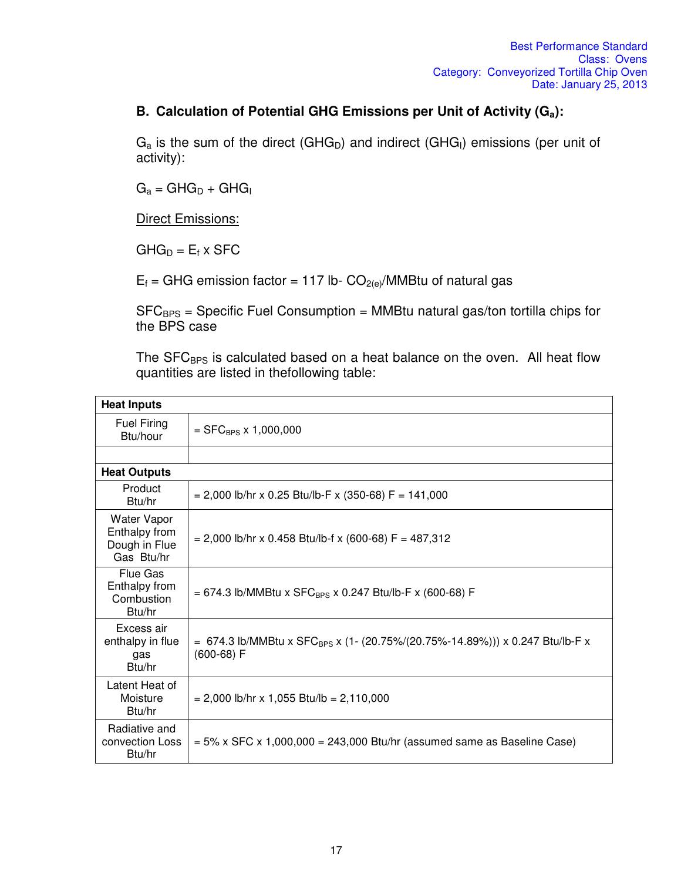## B. Calculation of Potential GHG Emissions per Unit of Activity ($G_a$):

$G_a$ is the sum of the direct ($GHG_D$) and indirect ($GHG_I$) emissions (per unit of activity):

$G_a = GHG_D + GHG_I$

<u>Direct Emissions:</u>

$GHG_D = E_f \times SFC$

$E_f$ = GHG emission factor = 117 lb- $CO_{2(e)}$/MMBtu of natural gas

$SFC_{BPS}$ = Specific Fuel Consumption = MMBtu natural gas/ton tortilla chips for the BPS case

The $SFC_{BPS}$ is calculated based on a heat balance on the oven. All heat flow quantities are listed in thefollowing table:

| **Heat Inputs** | |
|---|---|
| Fuel Firing Btu/hour | = $SFC_{BPS}$ x 1,000,000 |
| | |
| **Heat Outputs** | |
| Product Btu/hr | = 2,000 lb/hr x 0.25 Btu/lb-F x (350-68) F = 141,000 |
| Water Vapor Enthalpy from Dough in Flue Gas Btu/hr | = 2,000 lb/hr x 0.458 Btu/lb-f x (600-68) F = 487,312 |
| Flue Gas Enthalpy from Combustion Btu/hr | = 674.3 lb/MMBtu x $SFC_{BPS}$ x 0.247 Btu/lb-F x (600-68) F |
| Excess air enthalpy in flue gas Btu/hr | = 674.3 lb/MMBtu x $SFC_{BPS}$ x (1- (20.75%/(20.75%-14.89%))) x 0.247 Btu/lb-F x (600-68) F |
| Latent Heat of Moisture Btu/hr | = 2,000 lb/hr x 1,055 Btu/lb = 2,110,000 |
| Radiative and convection Loss Btu/hr | = 5% x SFC x 1,000,000 = 243,000 Btu/hr (assumed same as Baseline Case) |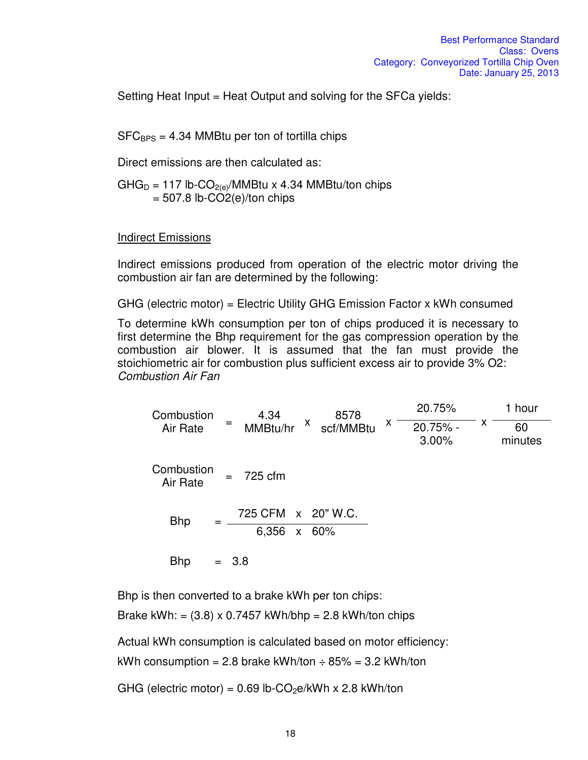Setting Heat Input = Heat Output and solving for the SFCa yields:

$SFC_{BPS}$ = 4.34 MMBtu per ton of tortilla chips

Direct emissions are then calculated as:

$$GHG_D = 117 \text{ lb-}CO_{2(e)}/\text{MMBtu} \times 4.34 \text{ MMBtu/ton chips}$$
$$= 507.8 \text{ lb-CO2(e)/ton chips}$$

<u>Indirect Emissions</u>

Indirect emissions produced from operation of the electric motor driving the combustion air fan are determined by the following:

GHG (electric motor) = Electric Utility GHG Emission Factor x kWh consumed

To determine kWh consumption per ton of chips produced it is necessary to first determine the Bhp requirement for the gas compression operation by the combustion air blower. It is assumed that the fan must provide the stoichiometric air for combustion plus sufficient excess air to provide 3% O2:

*Combustion Air Fan*

$$\text{Combustion Air Rate} = 4.34 \text{ MMBtu/hr} \times 8578 \text{ scf/MMBtu} \times \frac{20.75\%}{20.75\% - 3.00\%} \times \frac{1 \text{ hour}}{60 \text{ minutes}}$$

$$\text{Combustion Air Rate} = 725 \text{ cfm}$$

$$\text{Bhp} = \frac{725 \text{ CFM} \times 20\text{" W.C.}}{6{,}356 \times 60\%}$$

$$\text{Bhp} = 3.8$$

Bhp is then converted to a brake kWh per ton chips:

Brake kWh: = (3.8) x 0.7457 kWh/bhp = 2.8 kWh/ton chips

Actual kWh consumption is calculated based on motor efficiency:

kWh consumption = 2.8 brake kWh/ton ÷ 85% = 3.2 kWh/ton

GHG (electric motor) = 0.69 lb-$CO_2$e/kWh x 2.8 kWh/ton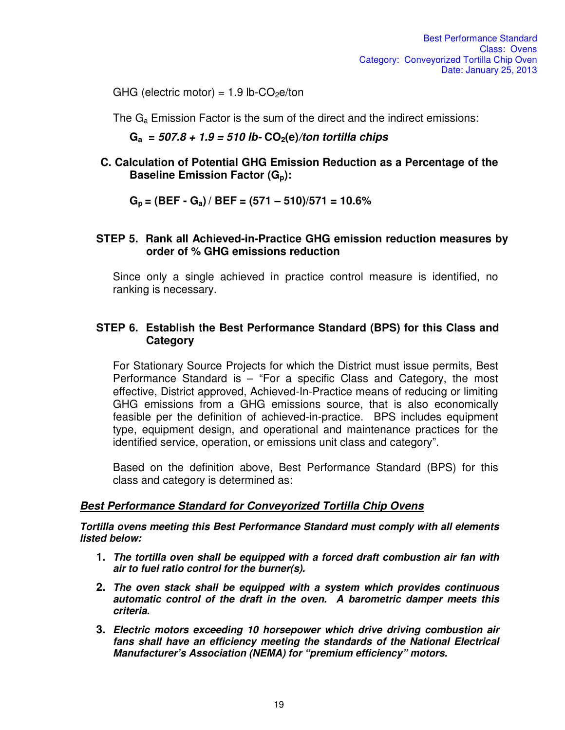GHG (electric motor) = 1.9 lb-$CO_2$e/ton

The $G_a$ Emission Factor is the sum of the direct and the indirect emissions:

$G_a$ ***= 507.8 + 1.9 = 510 lb-*** **$CO_2$(e)** ***/ton tortilla chips***

**C. Calculation of Potential GHG Emission Reduction as a Percentage of the Baseline Emission Factor ($G_p$):**

**$G_p$ = (BEF - $G_a$) / BEF = (571 – 510)/571 = 10.6%**

**STEP 5. Rank all Achieved-in-Practice GHG emission reduction measures by order of % GHG emissions reduction**

Since only a single achieved in practice control measure is identified, no ranking is necessary.

**STEP 6. Establish the Best Performance Standard (BPS) for this Class and Category**

For Stationary Source Projects for which the District must issue permits, Best Performance Standard is – "For a specific Class and Category, the most effective, District approved, Achieved-In-Practice means of reducing or limiting GHG emissions from a GHG emissions source, that is also economically feasible per the definition of achieved-in-practice. BPS includes equipment type, equipment design, and operational and maintenance practices for the identified service, operation, or emissions unit class and category".

Based on the definition above, Best Performance Standard (BPS) for this class and category is determined as:

***Best Performance Standard for Conveyorized Tortilla Chip Ovens***

***Tortilla ovens meeting this Best Performance Standard must comply with all elements listed below:***

1. ***The tortilla oven shall be equipped with a forced draft combustion air fan with air to fuel ratio control for the burner(s).***
2. ***The oven stack shall be equipped with a system which provides continuous automatic control of the draft in the oven. A barometric damper meets this criteria.***
3. ***Electric motors exceeding 10 horsepower which drive driving combustion air fans shall have an efficiency meeting the standards of the National Electrical Manufacturer's Association (NEMA) for "premium efficiency" motors.***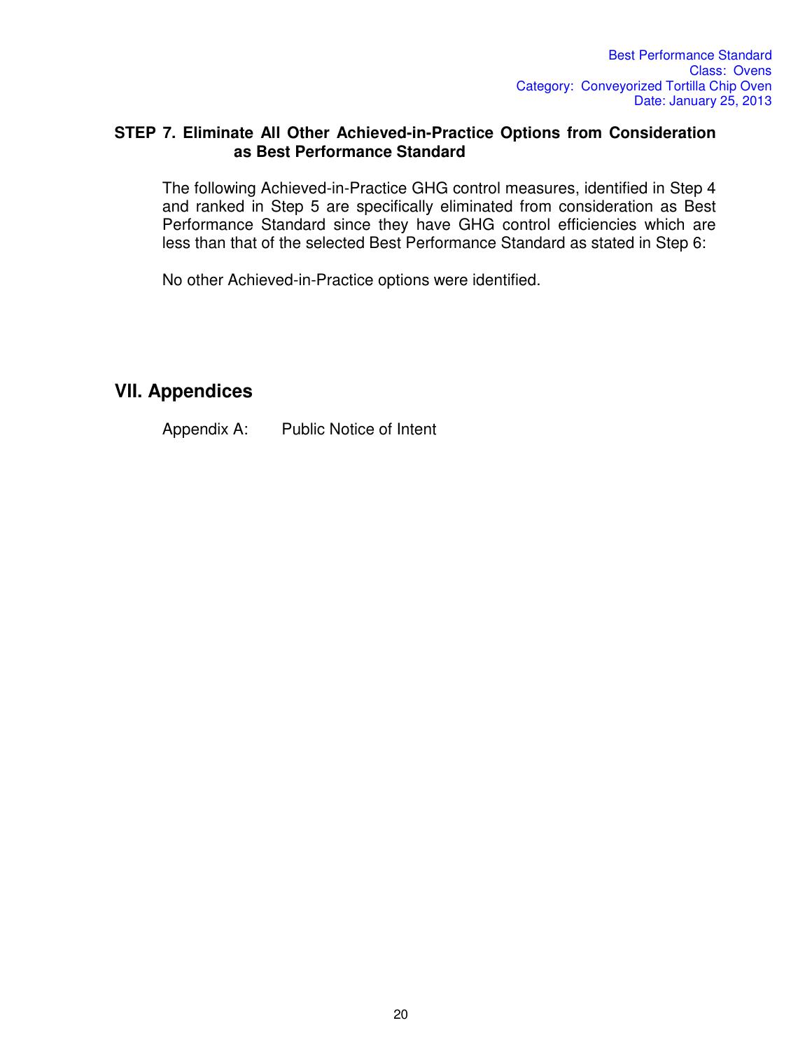### STEP 7. Eliminate All Other Achieved-in-Practice Options from Consideration as Best Performance Standard

The following Achieved-in-Practice GHG control measures, identified in Step 4 and ranked in Step 5 are specifically eliminated from consideration as Best Performance Standard since they have GHG control efficiencies which are less than that of the selected Best Performance Standard as stated in Step 6:

No other Achieved-in-Practice options were identified.

## VII. Appendices

Appendix A: Public Notice of Intent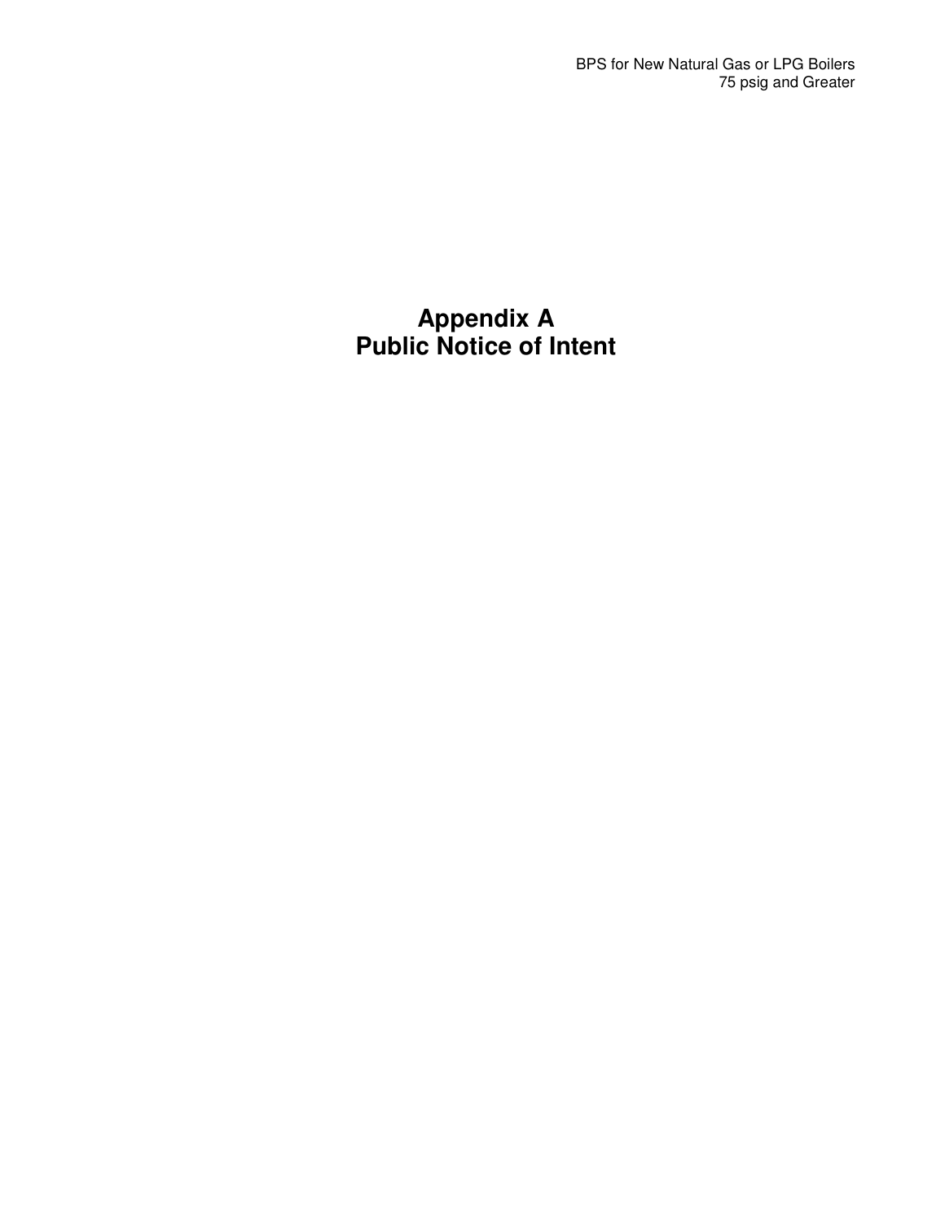# Appendix A
# Public Notice of Intent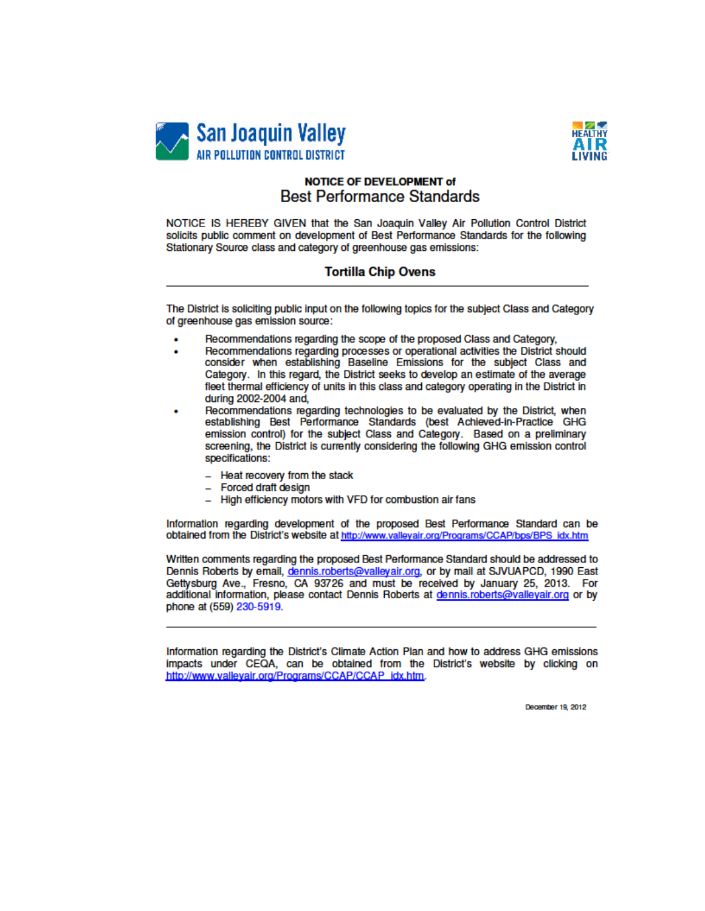San Joaquin Valley
AIR POLLUTION CONTROL DISTRICT

HEALTHY AIR LIVING

**NOTICE OF DEVELOPMENT of**

# Best Performance Standards

NOTICE IS HEREBY GIVEN that the San Joaquin Valley Air Pollution Control District solicits public comment on development of Best Performance Standards for the following Stationary Source class and category of greenhouse gas emissions:

## Tortilla Chip Ovens

---

The District is soliciting public input on the following topics for the subject Class and Category of greenhouse gas emission source:

- Recommendations regarding the scope of the proposed Class and Category,
- Recommendations regarding processes or operational activities the District should consider when establishing Baseline Emissions for the subject Class and Category. In this regard, the District seeks to develop an estimate of the average fleet thermal efficiency of units in this class and category operating in the District in during 2002-2004 and,
- Recommendations regarding technologies to be evaluated by the District, when establishing Best Performance Standards (best Achieved-in-Practice GHG emission control) for the subject Class and Category. Based on a preliminary screening, the District is currently considering the following GHG emission control specifications:
  - Heat recovery from the stack
  - Forced draft design
  - High efficiency motors with VFD for combustion air fans

Information regarding development of the proposed Best Performance Standard can be obtained from the District's website at http://www.valleyair.org/Programs/CCAP/bps/BPS_idx.htm

Written comments regarding the proposed Best Performance Standard should be addressed to Dennis Roberts by email, dennis.roberts@valleyair.org, or by mail at SJVUAPCD, 1990 East Gettysburg Ave., Fresno, CA 93726 and must be received by January 25, 2013. For additional information, please contact Dennis Roberts at dennis.roberts@valleyair.org or by phone at (559) 230-5919.

---

Information regarding the District's Climate Action Plan and how to address GHG emissions impacts under CEQA, can be obtained from the District's website by clicking on http://www.valleyair.org/Programs/CCAP/CCAP_idx.htm.

December 19, 2012